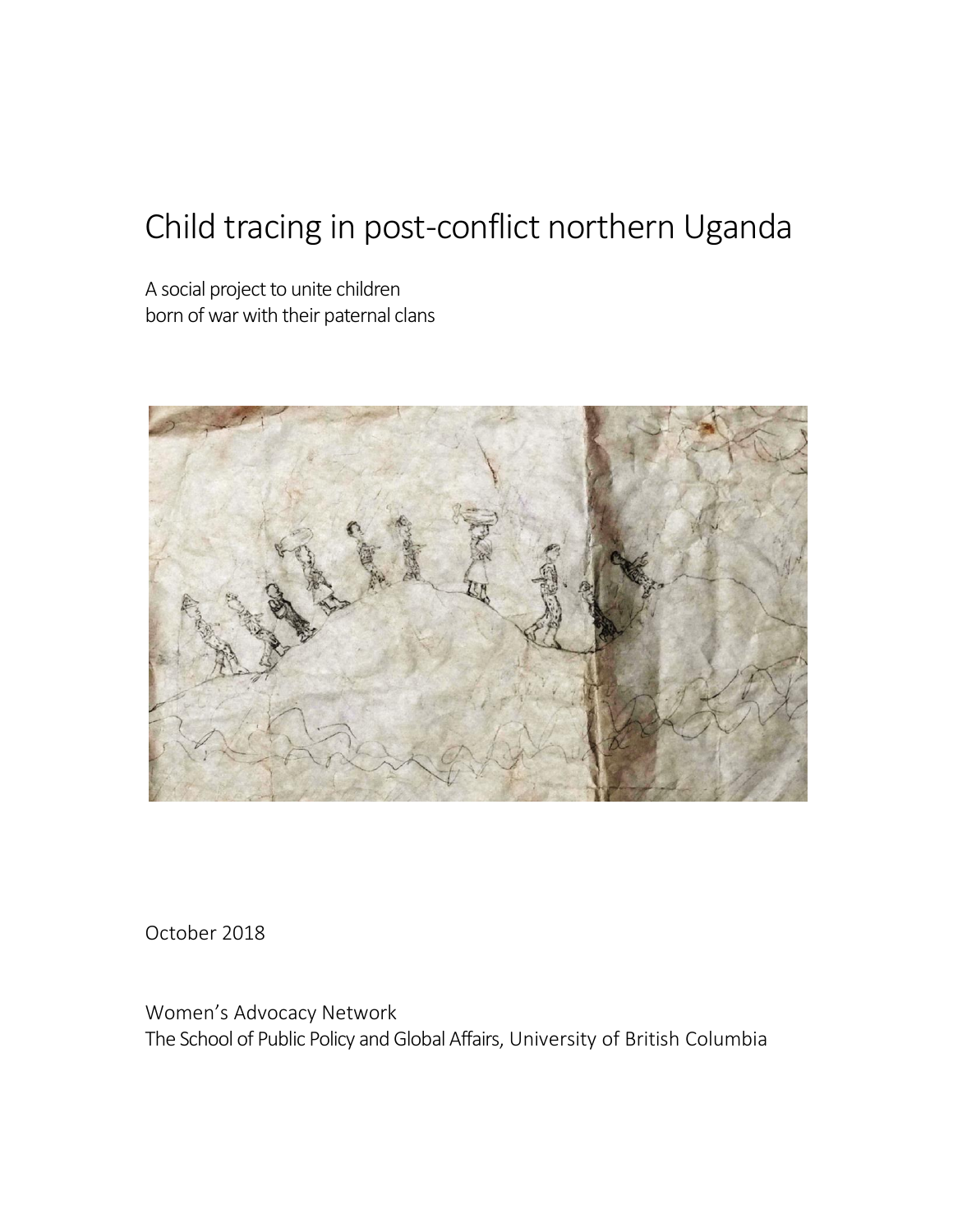# Child tracing in post-conflict northern Uganda

A social project to unite children
born of war with their paternal clans

October 2018

Women's Advocacy Network
The School of Public Policy and Global Affairs, University of British Columbia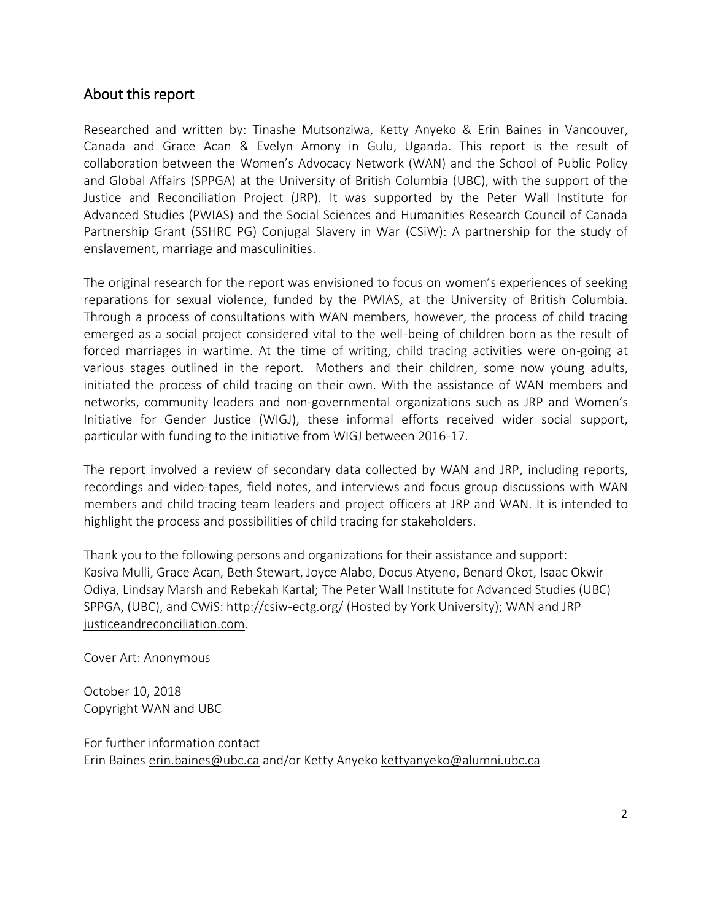## About this report

Researched and written by: Tinashe Mutsonziwa, Ketty Anyeko & Erin Baines in Vancouver, Canada and Grace Acan & Evelyn Amony in Gulu, Uganda. This report is the result of collaboration between the Women's Advocacy Network (WAN) and the School of Public Policy and Global Affairs (SPPGA) at the University of British Columbia (UBC), with the support of the Justice and Reconciliation Project (JRP). It was supported by the Peter Wall Institute for Advanced Studies (PWIAS) and the Social Sciences and Humanities Research Council of Canada Partnership Grant (SSHRC PG) Conjugal Slavery in War (CSiW): A partnership for the study of enslavement, marriage and masculinities.

The original research for the report was envisioned to focus on women's experiences of seeking reparations for sexual violence, funded by the PWIAS, at the University of British Columbia. Through a process of consultations with WAN members, however, the process of child tracing emerged as a social project considered vital to the well-being of children born as the result of forced marriages in wartime. At the time of writing, child tracing activities were on-going at various stages outlined in the report. Mothers and their children, some now young adults, initiated the process of child tracing on their own. With the assistance of WAN members and networks, community leaders and non-governmental organizations such as JRP and Women's Initiative for Gender Justice (WIGJ), these informal efforts received wider social support, particular with funding to the initiative from WIGJ between 2016-17.

The report involved a review of secondary data collected by WAN and JRP, including reports, recordings and video-tapes, field notes, and interviews and focus group discussions with WAN members and child tracing team leaders and project officers at JRP and WAN. It is intended to highlight the process and possibilities of child tracing for stakeholders.

Thank you to the following persons and organizations for their assistance and support: Kasiva Mulli, Grace Acan, Beth Stewart, Joyce Alabo, Docus Atyeno, Benard Okot, Isaac Okwir Odiya, Lindsay Marsh and Rebekah Kartal; The Peter Wall Institute for Advanced Studies (UBC) SPPGA, (UBC), and CWiS: http://csiw-ectg.org/ (Hosted by York University); WAN and JRP justiceandreconciliation.com.

Cover Art: Anonymous

October 10, 2018
Copyright WAN and UBC

For further information contact
Erin Baines erin.baines@ubc.ca and/or Ketty Anyeko kettyanyeko@alumni.ubc.ca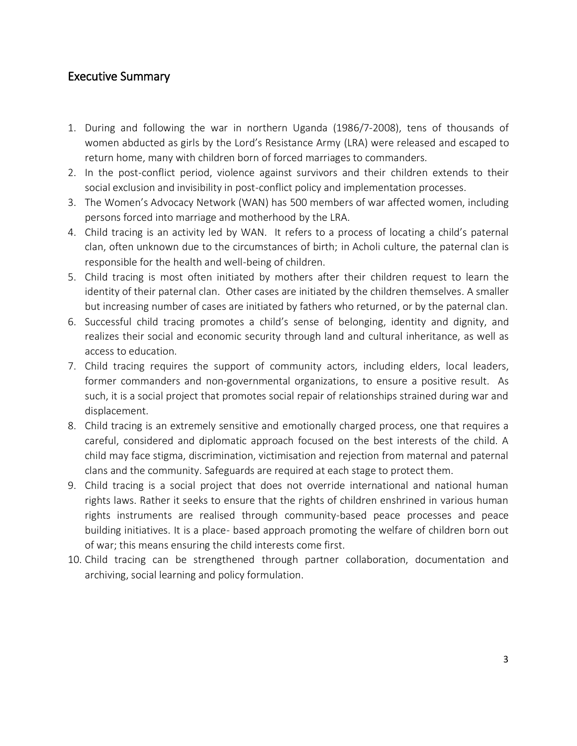## Executive Summary

1. During and following the war in northern Uganda (1986/7-2008), tens of thousands of women abducted as girls by the Lord's Resistance Army (LRA) were released and escaped to return home, many with children born of forced marriages to commanders.
2. In the post-conflict period, violence against survivors and their children extends to their social exclusion and invisibility in post-conflict policy and implementation processes.
3. The Women's Advocacy Network (WAN) has 500 members of war affected women, including persons forced into marriage and motherhood by the LRA.
4. Child tracing is an activity led by WAN. It refers to a process of locating a child's paternal clan, often unknown due to the circumstances of birth; in Acholi culture, the paternal clan is responsible for the health and well-being of children.
5. Child tracing is most often initiated by mothers after their children request to learn the identity of their paternal clan. Other cases are initiated by the children themselves. A smaller but increasing number of cases are initiated by fathers who returned, or by the paternal clan.
6. Successful child tracing promotes a child's sense of belonging, identity and dignity, and realizes their social and economic security through land and cultural inheritance, as well as access to education.
7. Child tracing requires the support of community actors, including elders, local leaders, former commanders and non-governmental organizations, to ensure a positive result. As such, it is a social project that promotes social repair of relationships strained during war and displacement.
8. Child tracing is an extremely sensitive and emotionally charged process, one that requires a careful, considered and diplomatic approach focused on the best interests of the child. A child may face stigma, discrimination, victimisation and rejection from maternal and paternal clans and the community. Safeguards are required at each stage to protect them.
9. Child tracing is a social project that does not override international and national human rights laws. Rather it seeks to ensure that the rights of children enshrined in various human rights instruments are realised through community-based peace processes and peace building initiatives. It is a place- based approach promoting the welfare of children born out of war; this means ensuring the child interests come first.
10. Child tracing can be strengthened through partner collaboration, documentation and archiving, social learning and policy formulation.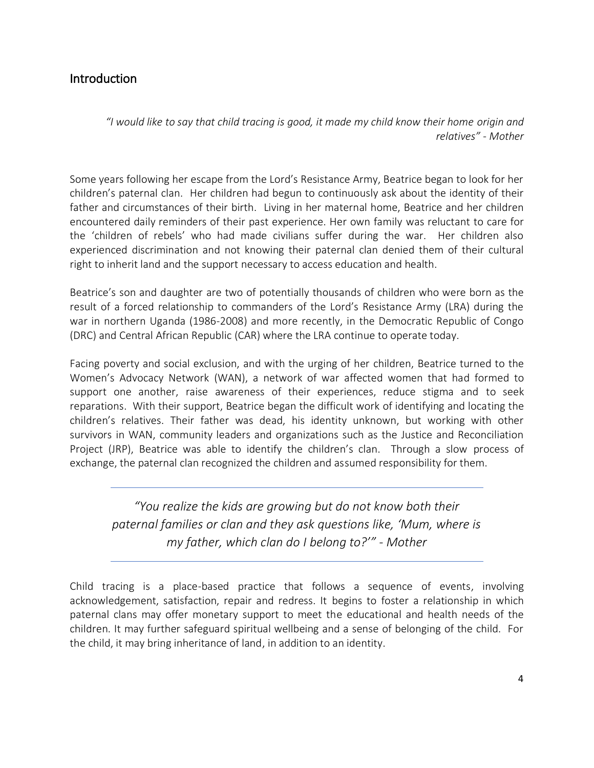## Introduction

> *"I would like to say that child tracing is good, it made my child know their home origin and relatives" - Mother*

Some years following her escape from the Lord's Resistance Army, Beatrice began to look for her children's paternal clan. Her children had begun to continuously ask about the identity of their father and circumstances of their birth. Living in her maternal home, Beatrice and her children encountered daily reminders of their past experience. Her own family was reluctant to care for the 'children of rebels' who had made civilians suffer during the war. Her children also experienced discrimination and not knowing their paternal clan denied them of their cultural right to inherit land and the support necessary to access education and health.

Beatrice's son and daughter are two of potentially thousands of children who were born as the result of a forced relationship to commanders of the Lord's Resistance Army (LRA) during the war in northern Uganda (1986-2008) and more recently, in the Democratic Republic of Congo (DRC) and Central African Republic (CAR) where the LRA continue to operate today.

Facing poverty and social exclusion, and with the urging of her children, Beatrice turned to the Women's Advocacy Network (WAN), a network of war affected women that had formed to support one another, raise awareness of their experiences, reduce stigma and to seek reparations. With their support, Beatrice began the difficult work of identifying and locating the children's relatives. Their father was dead, his identity unknown, but working with other survivors in WAN, community leaders and organizations such as the Justice and Reconciliation Project (JRP), Beatrice was able to identify the children's clan. Through a slow process of exchange, the paternal clan recognized the children and assumed responsibility for them.

---

> *"You realize the kids are growing but do not know both their paternal families or clan and they ask questions like, 'Mum, where is my father, which clan do I belong to?'" - Mother*

---

Child tracing is a place-based practice that follows a sequence of events, involving acknowledgement, satisfaction, repair and redress. It begins to foster a relationship in which paternal clans may offer monetary support to meet the educational and health needs of the children. It may further safeguard spiritual wellbeing and a sense of belonging of the child. For the child, it may bring inheritance of land, in addition to an identity.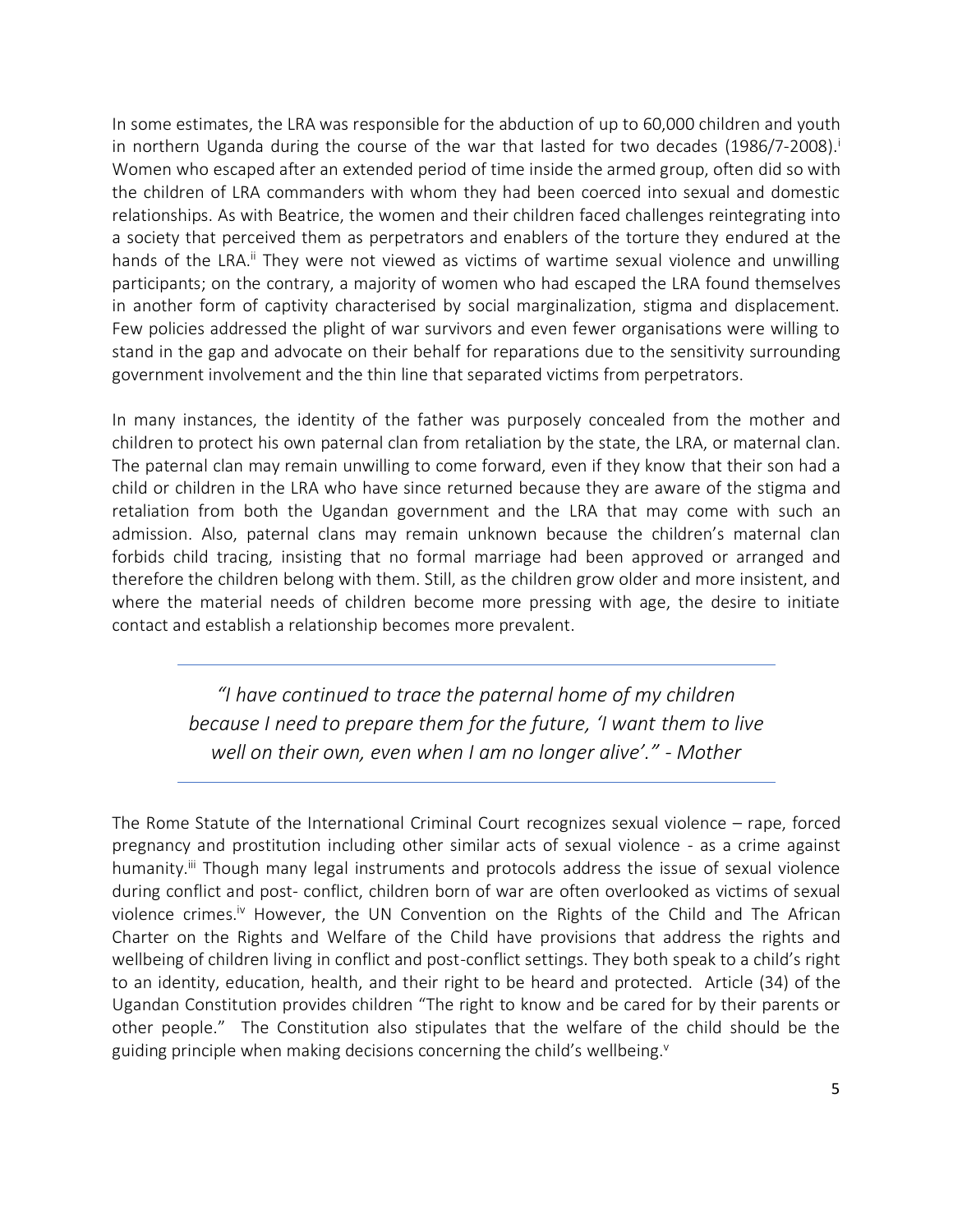In some estimates, the LRA was responsible for the abduction of up to 60,000 children and youth in northern Uganda during the course of the war that lasted for two decades (1986/7-2008).[i] Women who escaped after an extended period of time inside the armed group, often did so with the children of LRA commanders with whom they had been coerced into sexual and domestic relationships. As with Beatrice, the women and their children faced challenges reintegrating into a society that perceived them as perpetrators and enablers of the torture they endured at the hands of the LRA.[ii] They were not viewed as victims of wartime sexual violence and unwilling participants; on the contrary, a majority of women who had escaped the LRA found themselves in another form of captivity characterised by social marginalization, stigma and displacement. Few policies addressed the plight of war survivors and even fewer organisations were willing to stand in the gap and advocate on their behalf for reparations due to the sensitivity surrounding government involvement and the thin line that separated victims from perpetrators.

In many instances, the identity of the father was purposely concealed from the mother and children to protect his own paternal clan from retaliation by the state, the LRA, or maternal clan. The paternal clan may remain unwilling to come forward, even if they know that their son had a child or children in the LRA who have since returned because they are aware of the stigma and retaliation from both the Ugandan government and the LRA that may come with such an admission. Also, paternal clans may remain unknown because the children's maternal clan forbids child tracing, insisting that no formal marriage had been approved or arranged and therefore the children belong with them. Still, as the children grow older and more insistent, and where the material needs of children become more pressing with age, the desire to initiate contact and establish a relationship becomes more prevalent.

---

> *"I have continued to trace the paternal home of my children because I need to prepare them for the future, 'I want them to live well on their own, even when I am no longer alive'." - Mother*

---

The Rome Statute of the International Criminal Court recognizes sexual violence – rape, forced pregnancy and prostitution including other similar acts of sexual violence - as a crime against humanity.[iii] Though many legal instruments and protocols address the issue of sexual violence during conflict and post- conflict, children born of war are often overlooked as victims of sexual violence crimes.[iv] However, the UN Convention on the Rights of the Child and The African Charter on the Rights and Welfare of the Child have provisions that address the rights and wellbeing of children living in conflict and post-conflict settings. They both speak to a child's right to an identity, education, health, and their right to be heard and protected. Article (34) of the Ugandan Constitution provides children "The right to know and be cared for by their parents or other people." The Constitution also stipulates that the welfare of the child should be the guiding principle when making decisions concerning the child's wellbeing.[v]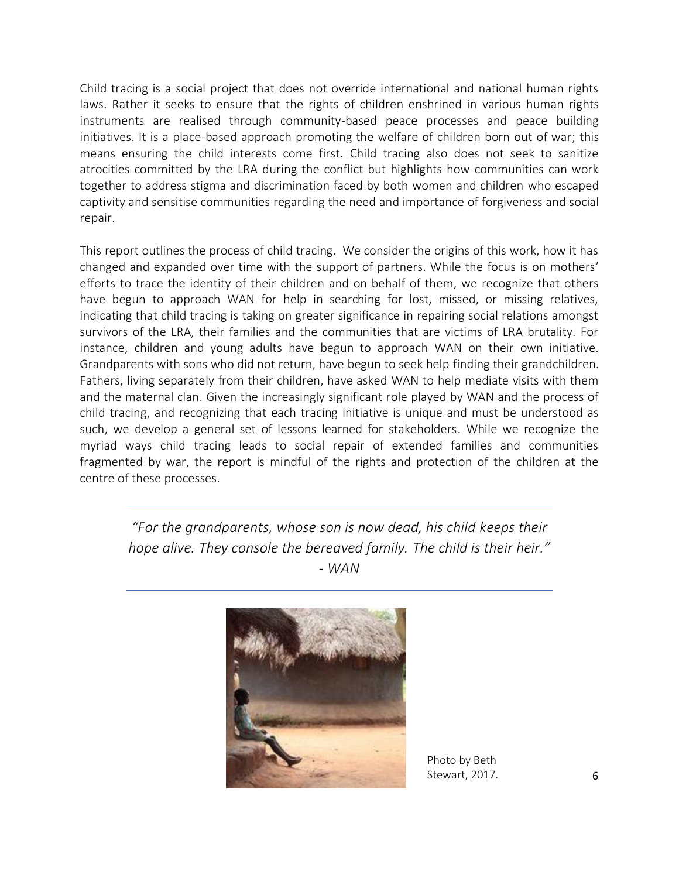Child tracing is a social project that does not override international and national human rights laws. Rather it seeks to ensure that the rights of children enshrined in various human rights instruments are realised through community-based peace processes and peace building initiatives. It is a place-based approach promoting the welfare of children born out of war; this means ensuring the child interests come first. Child tracing also does not seek to sanitize atrocities committed by the LRA during the conflict but highlights how communities can work together to address stigma and discrimination faced by both women and children who escaped captivity and sensitise communities regarding the need and importance of forgiveness and social repair.

This report outlines the process of child tracing. We consider the origins of this work, how it has changed and expanded over time with the support of partners. While the focus is on mothers' efforts to trace the identity of their children and on behalf of them, we recognize that others have begun to approach WAN for help in searching for lost, missed, or missing relatives, indicating that child tracing is taking on greater significance in repairing social relations amongst survivors of the LRA, their families and the communities that are victims of LRA brutality. For instance, children and young adults have begun to approach WAN on their own initiative. Grandparents with sons who did not return, have begun to seek help finding their grandchildren. Fathers, living separately from their children, have asked WAN to help mediate visits with them and the maternal clan. Given the increasingly significant role played by WAN and the process of child tracing, and recognizing that each tracing initiative is unique and must be understood as such, we develop a general set of lessons learned for stakeholders. While we recognize the myriad ways child tracing leads to social repair of extended families and communities fragmented by war, the report is mindful of the rights and protection of the children at the centre of these processes.

---

*"For the grandparents, whose son is now dead, his child keeps their hope alive. They console the bereaved family. The child is their heir."*
*- WAN*

---

Photo by Beth Stewart, 2017.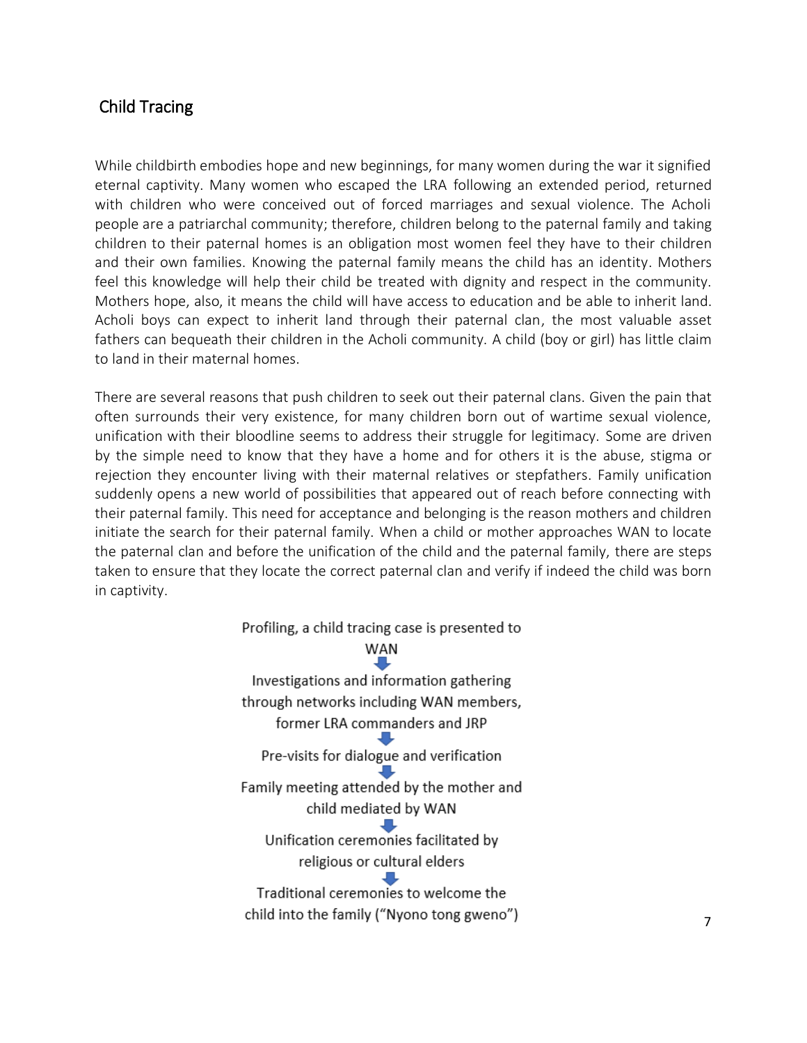## Child Tracing

While childbirth embodies hope and new beginnings, for many women during the war it signified eternal captivity. Many women who escaped the LRA following an extended period, returned with children who were conceived out of forced marriages and sexual violence. The Acholi people are a patriarchal community; therefore, children belong to the paternal family and taking children to their paternal homes is an obligation most women feel they have to their children and their own families. Knowing the paternal family means the child has an identity. Mothers feel this knowledge will help their child be treated with dignity and respect in the community. Mothers hope, also, it means the child will have access to education and be able to inherit land. Acholi boys can expect to inherit land through their paternal clan, the most valuable asset fathers can bequeath their children in the Acholi community. A child (boy or girl) has little claim to land in their maternal homes.

There are several reasons that push children to seek out their paternal clans. Given the pain that often surrounds their very existence, for many children born out of wartime sexual violence, unification with their bloodline seems to address their struggle for legitimacy. Some are driven by the simple need to know that they have a home and for others it is the abuse, stigma or rejection they encounter living with their maternal relatives or stepfathers. Family unification suddenly opens a new world of possibilities that appeared out of reach before connecting with their paternal family. This need for acceptance and belonging is the reason mothers and children initiate the search for their paternal family. When a child or mother approaches WAN to locate the paternal clan and before the unification of the child and the paternal family, there are steps taken to ensure that they locate the correct paternal clan and verify if indeed the child was born in captivity.

Profiling, a child tracing case is presented to WAN

↓

Investigations and information gathering through networks including WAN members, former LRA commanders and JRP

↓

Pre-visits for dialogue and verification

↓

Family meeting attended by the mother and child mediated by WAN

↓

Unification ceremonies facilitated by religious or cultural elders

↓

Traditional ceremonies to welcome the child into the family ("Nyono tong gweno")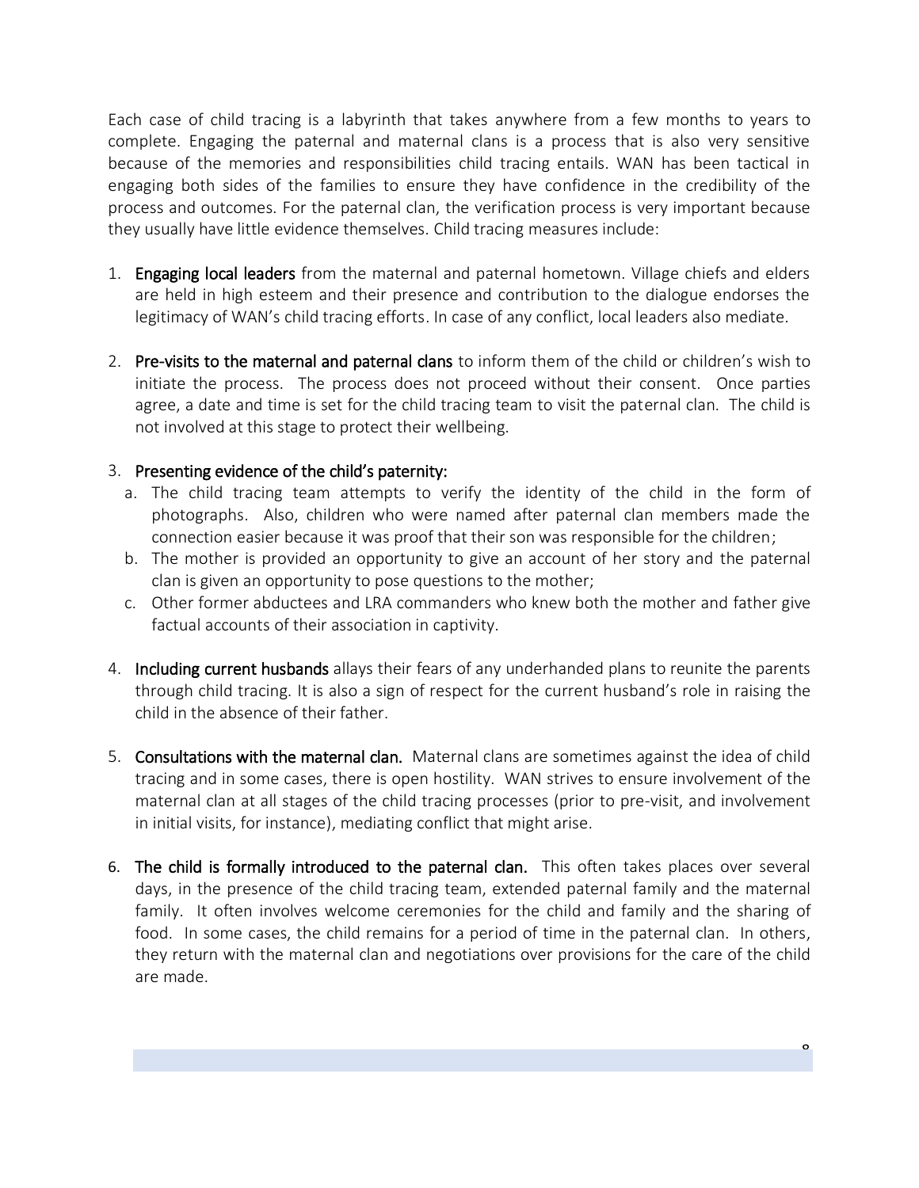Each case of child tracing is a labyrinth that takes anywhere from a few months to years to complete. Engaging the paternal and maternal clans is a process that is also very sensitive because of the memories and responsibilities child tracing entails. WAN has been tactical in engaging both sides of the families to ensure they have confidence in the credibility of the process and outcomes. For the paternal clan, the verification process is very important because they usually have little evidence themselves. Child tracing measures include:

1. **Engaging local leaders** from the maternal and paternal hometown. Village chiefs and elders are held in high esteem and their presence and contribution to the dialogue endorses the legitimacy of WAN's child tracing efforts. In case of any conflict, local leaders also mediate.

2. **Pre-visits to the maternal and paternal clans** to inform them of the child or children's wish to initiate the process. The process does not proceed without their consent. Once parties agree, a date and time is set for the child tracing team to visit the paternal clan. The child is not involved at this stage to protect their wellbeing.

3. **Presenting evidence of the child's paternity:**
   a. The child tracing team attempts to verify the identity of the child in the form of photographs. Also, children who were named after paternal clan members made the connection easier because it was proof that their son was responsible for the children;
   b. The mother is provided an opportunity to give an account of her story and the paternal clan is given an opportunity to pose questions to the mother;
   c. Other former abductees and LRA commanders who knew both the mother and father give factual accounts of their association in captivity.

4. **Including current husbands** allays their fears of any underhanded plans to reunite the parents through child tracing. It is also a sign of respect for the current husband's role in raising the child in the absence of their father.

5. **Consultations with the maternal clan.** Maternal clans are sometimes against the idea of child tracing and in some cases, there is open hostility. WAN strives to ensure involvement of the maternal clan at all stages of the child tracing processes (prior to pre-visit, and involvement in initial visits, for instance), mediating conflict that might arise.

6. **The child is formally introduced to the paternal clan.** This often takes places over several days, in the presence of the child tracing team, extended paternal family and the maternal family. It often involves welcome ceremonies for the child and family and the sharing of food. In some cases, the child remains for a period of time in the paternal clan. In others, they return with the maternal clan and negotiations over provisions for the care of the child are made.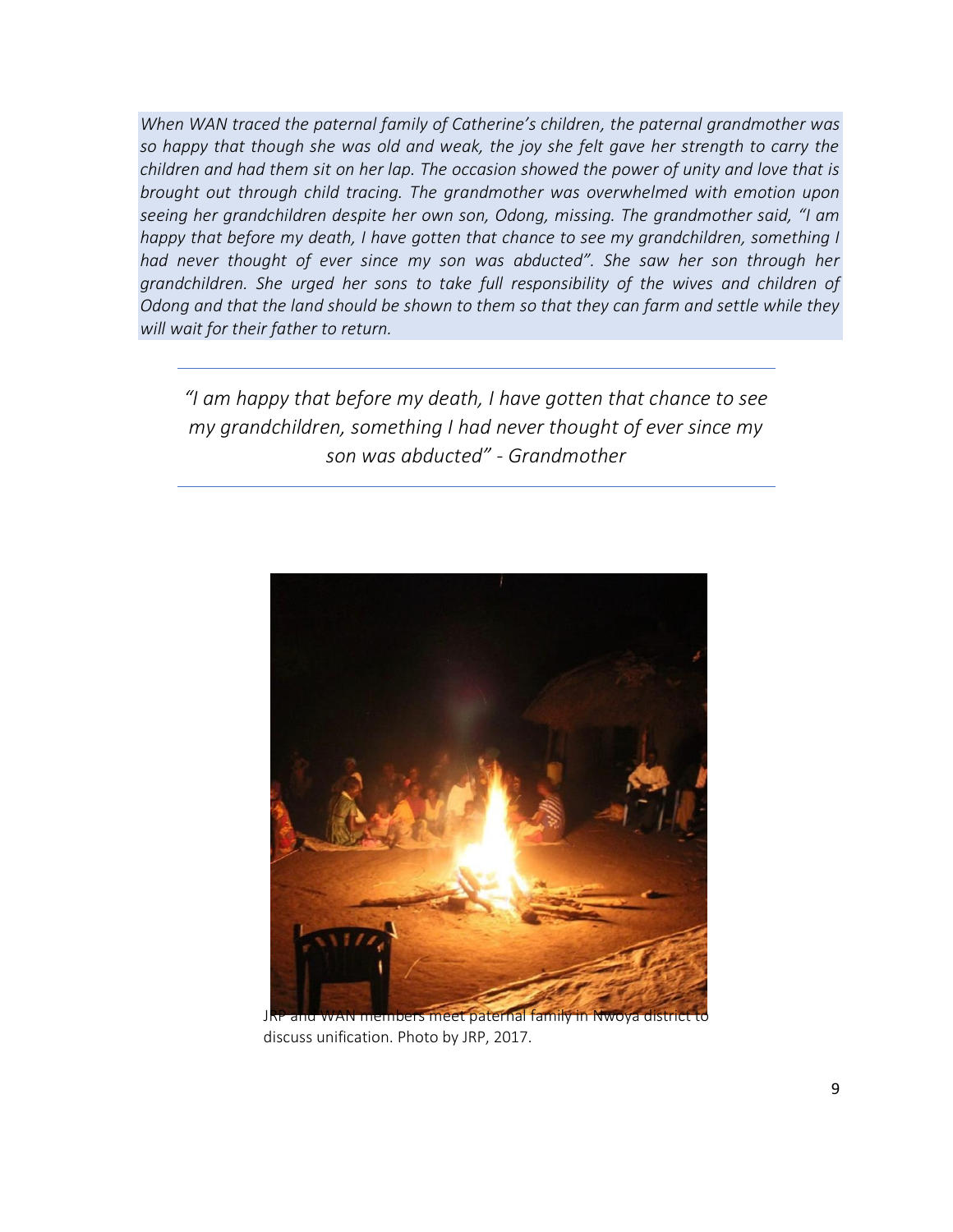*When WAN traced the paternal family of Catherine's children, the paternal grandmother was so happy that though she was old and weak, the joy she felt gave her strength to carry the children and had them sit on her lap. The occasion showed the power of unity and love that is brought out through child tracing. The grandmother was overwhelmed with emotion upon seeing her grandchildren despite her own son, Odong, missing. The grandmother said, "I am happy that before my death, I have gotten that chance to see my grandchildren, something I had never thought of ever since my son was abducted". She saw her son through her grandchildren. She urged her sons to take full responsibility of the wives and children of Odong and that the land should be shown to them so that they can farm and settle while they will wait for their father to return.*

---

*"I am happy that before my death, I have gotten that chance to see my grandchildren, something I had never thought of ever since my son was abducted" - Grandmother*

---

JRP and WAN members meet paternal family in Nwoya district to discuss unification. Photo by JRP, 2017.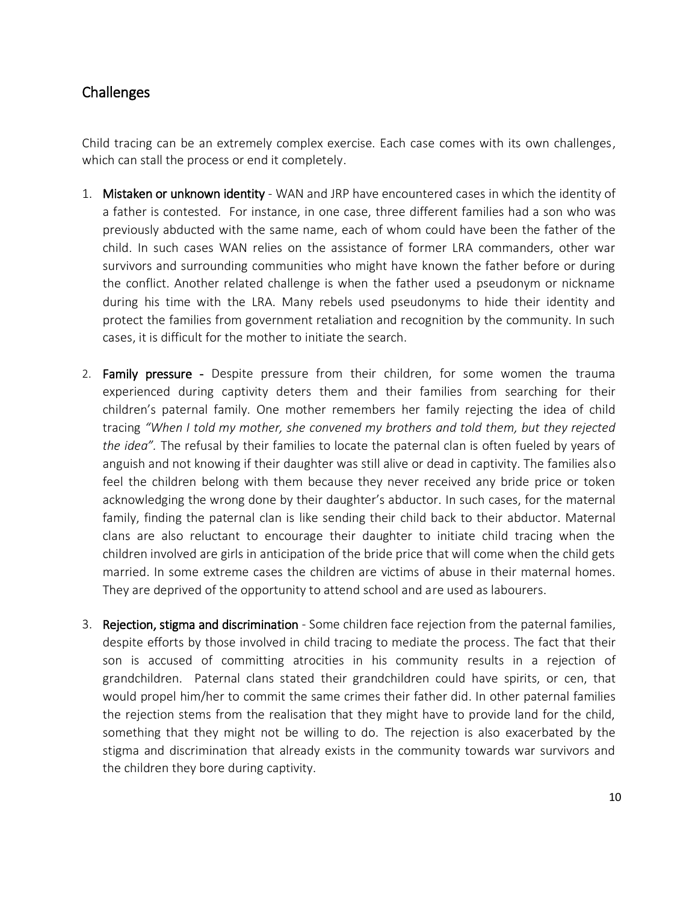## Challenges

Child tracing can be an extremely complex exercise. Each case comes with its own challenges, which can stall the process or end it completely.

1. **Mistaken or unknown identity** - WAN and JRP have encountered cases in which the identity of a father is contested. For instance, in one case, three different families had a son who was previously abducted with the same name, each of whom could have been the father of the child. In such cases WAN relies on the assistance of former LRA commanders, other war survivors and surrounding communities who might have known the father before or during the conflict. Another related challenge is when the father used a pseudonym or nickname during his time with the LRA. Many rebels used pseudonyms to hide their identity and protect the families from government retaliation and recognition by the community. In such cases, it is difficult for the mother to initiate the search.

2. **Family pressure** - Despite pressure from their children, for some women the trauma experienced during captivity deters them and their families from searching for their children's paternal family. One mother remembers her family rejecting the idea of child tracing *"When I told my mother, she convened my brothers and told them, but they rejected the idea".* The refusal by their families to locate the paternal clan is often fueled by years of anguish and not knowing if their daughter was still alive or dead in captivity. The families also feel the children belong with them because they never received any bride price or token acknowledging the wrong done by their daughter's abductor. In such cases, for the maternal family, finding the paternal clan is like sending their child back to their abductor. Maternal clans are also reluctant to encourage their daughter to initiate child tracing when the children involved are girls in anticipation of the bride price that will come when the child gets married. In some extreme cases the children are victims of abuse in their maternal homes. They are deprived of the opportunity to attend school and are used as labourers.

3. **Rejection, stigma and discrimination** - Some children face rejection from the paternal families, despite efforts by those involved in child tracing to mediate the process. The fact that their son is accused of committing atrocities in his community results in a rejection of grandchildren. Paternal clans stated their grandchildren could have spirits, or cen, that would propel him/her to commit the same crimes their father did. In other paternal families the rejection stems from the realisation that they might have to provide land for the child, something that they might not be willing to do. The rejection is also exacerbated by the stigma and discrimination that already exists in the community towards war survivors and the children they bore during captivity.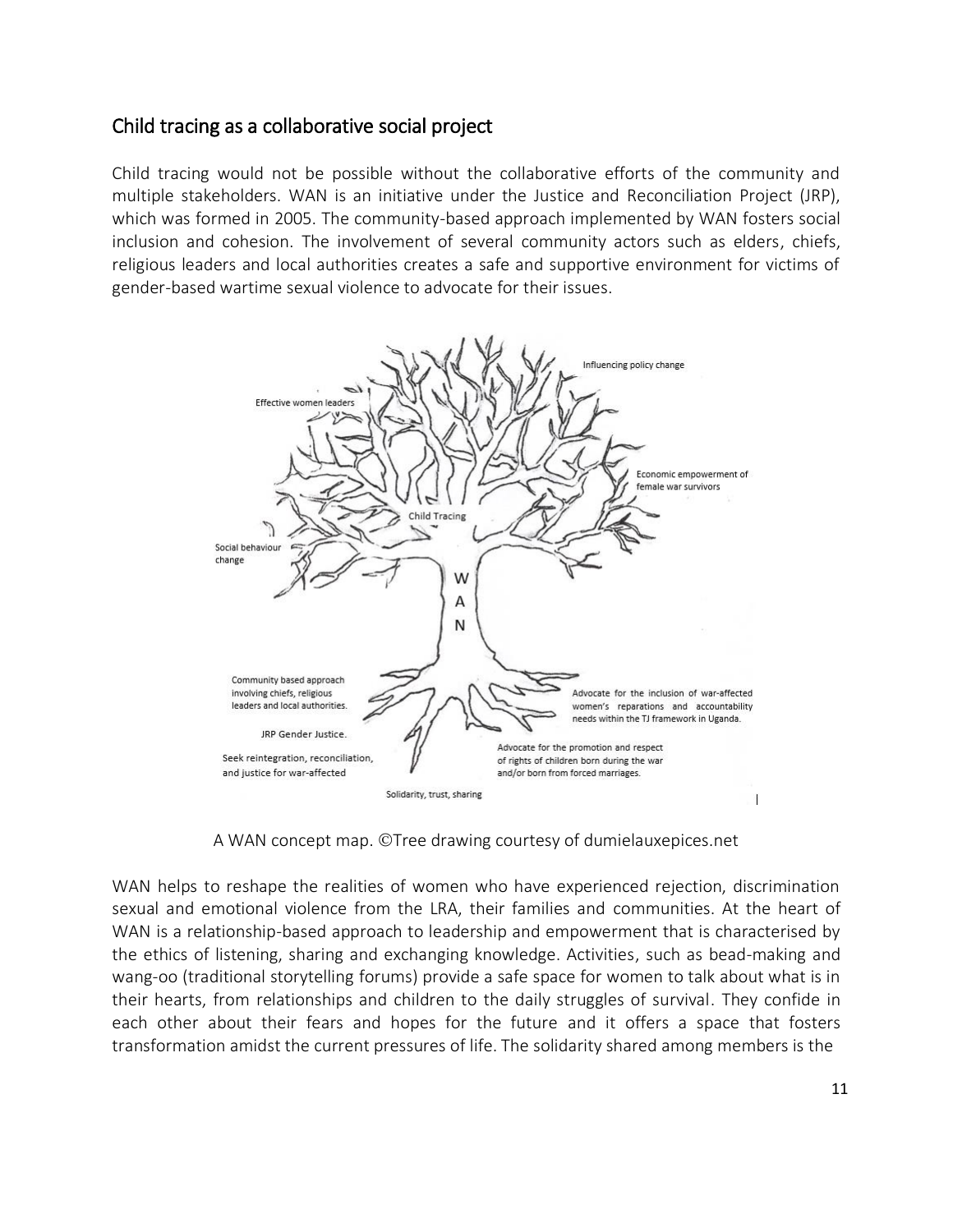## Child tracing as a collaborative social project

Child tracing would not be possible without the collaborative efforts of the community and multiple stakeholders. WAN is an initiative under the Justice and Reconciliation Project (JRP), which was formed in 2005. The community-based approach implemented by WAN fosters social inclusion and cohesion. The involvement of several community actors such as elders, chiefs, religious leaders and local authorities creates a safe and supportive environment for victims of gender-based wartime sexual violence to advocate for their issues.

A WAN concept map. ©Tree drawing courtesy of dumielauxepices.net

WAN helps to reshape the realities of women who have experienced rejection, discrimination sexual and emotional violence from the LRA, their families and communities. At the heart of WAN is a relationship-based approach to leadership and empowerment that is characterised by the ethics of listening, sharing and exchanging knowledge. Activities, such as bead-making and wang-oo (traditional storytelling forums) provide a safe space for women to talk about what is in their hearts, from relationships and children to the daily struggles of survival. They confide in each other about their fears and hopes for the future and it offers a space that fosters transformation amidst the current pressures of life. The solidarity shared among members is the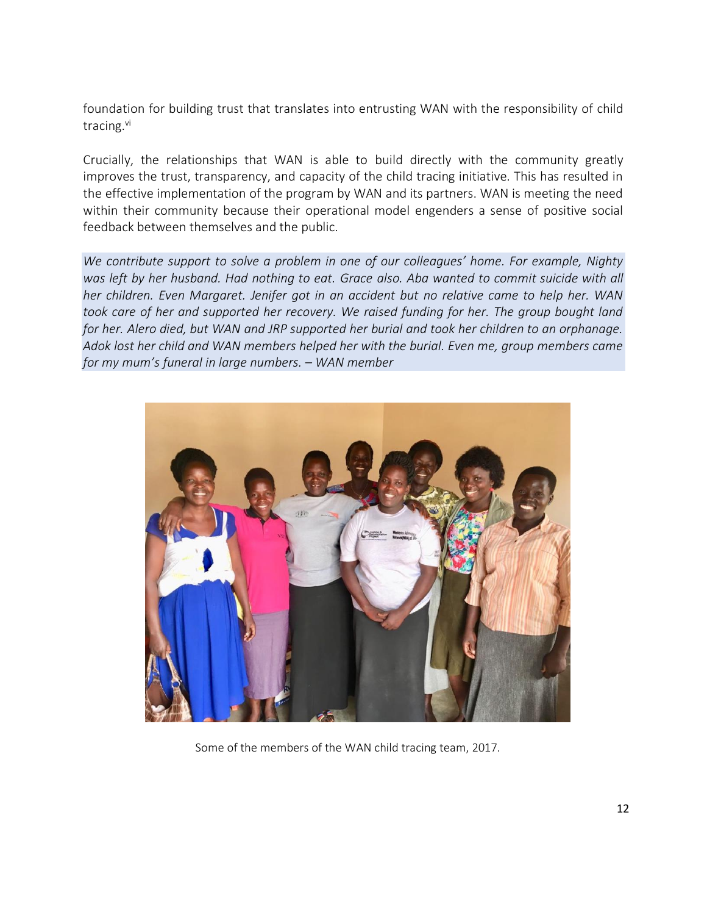foundation for building trust that translates into entrusting WAN with the responsibility of child tracing.[vi]

Crucially, the relationships that WAN is able to build directly with the community greatly improves the trust, transparency, and capacity of the child tracing initiative. This has resulted in the effective implementation of the program by WAN and its partners. WAN is meeting the need within their community because their operational model engenders a sense of positive social feedback between themselves and the public.

*We contribute support to solve a problem in one of our colleagues' home. For example, Nighty was left by her husband. Had nothing to eat. Grace also. Aba wanted to commit suicide with all her children. Even Margaret. Jenifer got in an accident but no relative came to help her. WAN took care of her and supported her recovery. We raised funding for her. The group bought land for her. Alero died, but WAN and JRP supported her burial and took her children to an orphanage. Adok lost her child and WAN members helped her with the burial. Even me, group members came for my mum's funeral in large numbers. – WAN member*

Some of the members of the WAN child tracing team, 2017.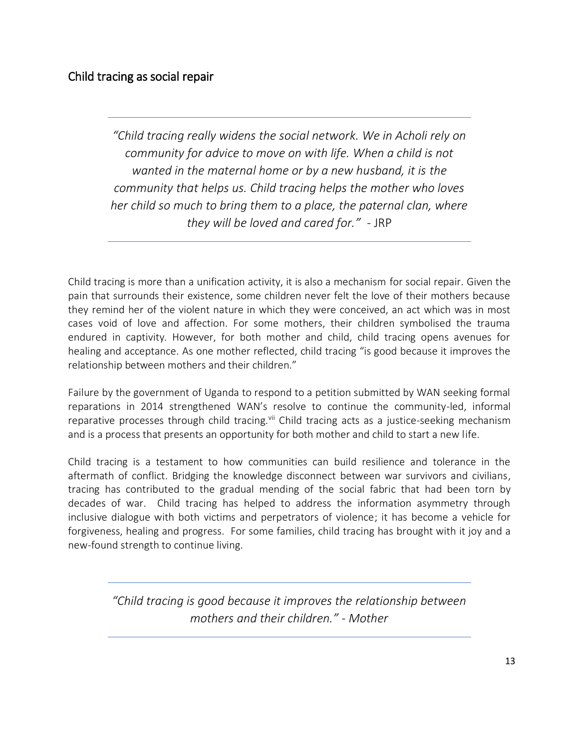## Child tracing as social repair

> *"Child tracing really widens the social network. We in Acholi rely on community for advice to move on with life. When a child is not wanted in the maternal home or by a new husband, it is the community that helps us. Child tracing helps the mother who loves her child so much to bring them to a place, the paternal clan, where they will be loved and cared for."* - JRP

Child tracing is more than a unification activity, it is also a mechanism for social repair. Given the pain that surrounds their existence, some children never felt the love of their mothers because they remind her of the violent nature in which they were conceived, an act which was in most cases void of love and affection. For some mothers, their children symbolised the trauma endured in captivity. However, for both mother and child, child tracing opens avenues for healing and acceptance. As one mother reflected, child tracing "is good because it improves the relationship between mothers and their children."

Failure by the government of Uganda to respond to a petition submitted by WAN seeking formal reparations in 2014 strengthened WAN's resolve to continue the community-led, informal reparative processes through child tracing.[vii] Child tracing acts as a justice-seeking mechanism and is a process that presents an opportunity for both mother and child to start a new life.

Child tracing is a testament to how communities can build resilience and tolerance in the aftermath of conflict. Bridging the knowledge disconnect between war survivors and civilians, tracing has contributed to the gradual mending of the social fabric that had been torn by decades of war. Child tracing has helped to address the information asymmetry through inclusive dialogue with both victims and perpetrators of violence; it has become a vehicle for forgiveness, healing and progress. For some families, child tracing has brought with it joy and a new-found strength to continue living.

> *"Child tracing is good because it improves the relationship between mothers and their children." - Mother*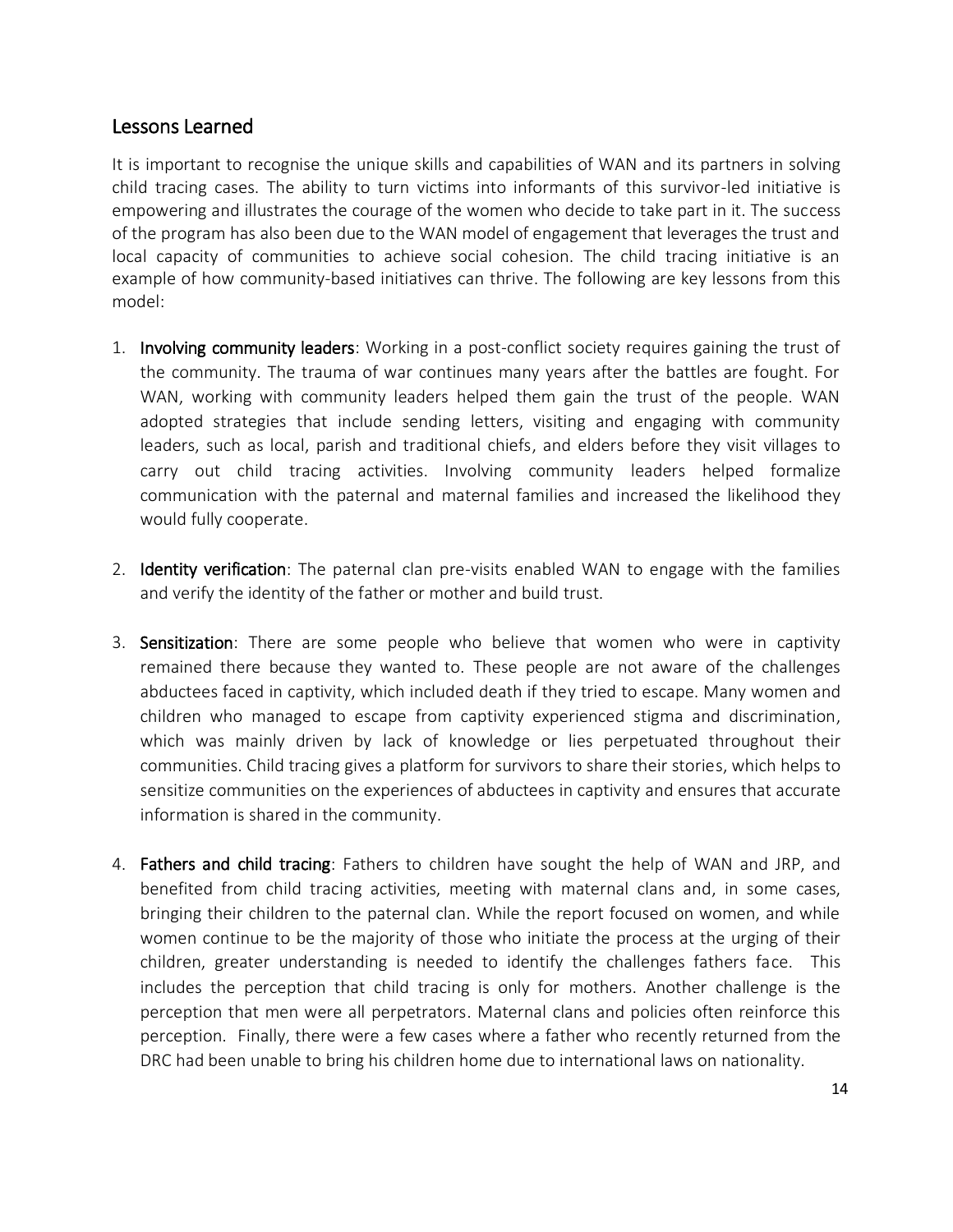## Lessons Learned

It is important to recognise the unique skills and capabilities of WAN and its partners in solving child tracing cases. The ability to turn victims into informants of this survivor-led initiative is empowering and illustrates the courage of the women who decide to take part in it. The success of the program has also been due to the WAN model of engagement that leverages the trust and local capacity of communities to achieve social cohesion. The child tracing initiative is an example of how community-based initiatives can thrive. The following are key lessons from this model:

1. **Involving community leaders**: Working in a post-conflict society requires gaining the trust of the community. The trauma of war continues many years after the battles are fought. For WAN, working with community leaders helped them gain the trust of the people. WAN adopted strategies that include sending letters, visiting and engaging with community leaders, such as local, parish and traditional chiefs, and elders before they visit villages to carry out child tracing activities. Involving community leaders helped formalize communication with the paternal and maternal families and increased the likelihood they would fully cooperate.

2. **Identity verification**: The paternal clan pre-visits enabled WAN to engage with the families and verify the identity of the father or mother and build trust.

3. **Sensitization**: There are some people who believe that women who were in captivity remained there because they wanted to. These people are not aware of the challenges abductees faced in captivity, which included death if they tried to escape. Many women and children who managed to escape from captivity experienced stigma and discrimination, which was mainly driven by lack of knowledge or lies perpetuated throughout their communities. Child tracing gives a platform for survivors to share their stories, which helps to sensitize communities on the experiences of abductees in captivity and ensures that accurate information is shared in the community.

4. **Fathers and child tracing**: Fathers to children have sought the help of WAN and JRP, and benefited from child tracing activities, meeting with maternal clans and, in some cases, bringing their children to the paternal clan. While the report focused on women, and while women continue to be the majority of those who initiate the process at the urging of their children, greater understanding is needed to identify the challenges fathers face. This includes the perception that child tracing is only for mothers. Another challenge is the perception that men were all perpetrators. Maternal clans and policies often reinforce this perception. Finally, there were a few cases where a father who recently returned from the DRC had been unable to bring his children home due to international laws on nationality.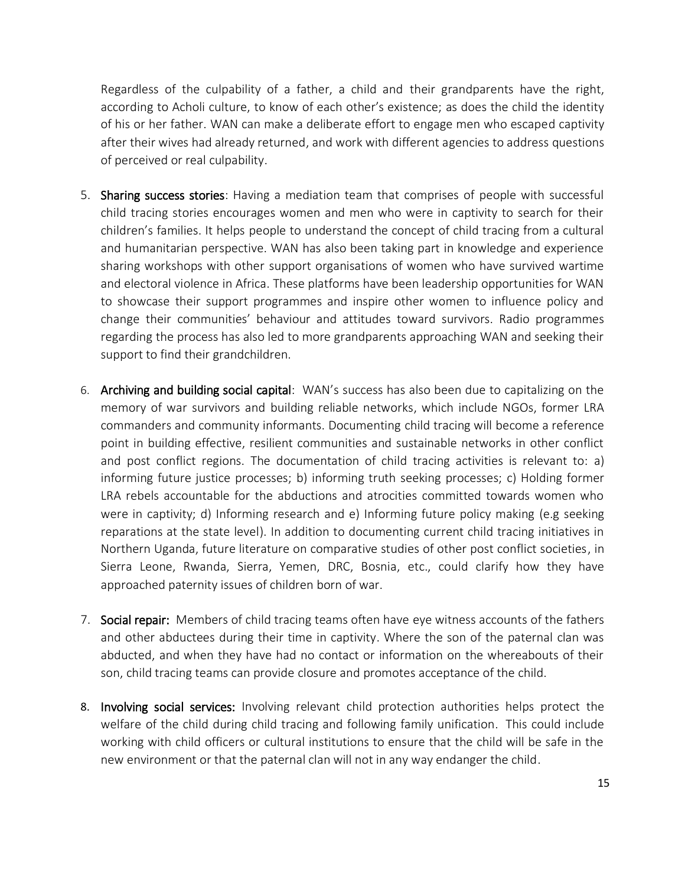Regardless of the culpability of a father, a child and their grandparents have the right, according to Acholi culture, to know of each other's existence; as does the child the identity of his or her father. WAN can make a deliberate effort to engage men who escaped captivity after their wives had already returned, and work with different agencies to address questions of perceived or real culpability.

5. **Sharing success stories**: Having a mediation team that comprises of people with successful child tracing stories encourages women and men who were in captivity to search for their children's families. It helps people to understand the concept of child tracing from a cultural and humanitarian perspective. WAN has also been taking part in knowledge and experience sharing workshops with other support organisations of women who have survived wartime and electoral violence in Africa. These platforms have been leadership opportunities for WAN to showcase their support programmes and inspire other women to influence policy and change their communities' behaviour and attitudes toward survivors. Radio programmes regarding the process has also led to more grandparents approaching WAN and seeking their support to find their grandchildren.

6. **Archiving and building social capital**: WAN's success has also been due to capitalizing on the memory of war survivors and building reliable networks, which include NGOs, former LRA commanders and community informants. Documenting child tracing will become a reference point in building effective, resilient communities and sustainable networks in other conflict and post conflict regions. The documentation of child tracing activities is relevant to: a) informing future justice processes; b) informing truth seeking processes; c) Holding former LRA rebels accountable for the abductions and atrocities committed towards women who were in captivity; d) Informing research and e) Informing future policy making (e.g seeking reparations at the state level). In addition to documenting current child tracing initiatives in Northern Uganda, future literature on comparative studies of other post conflict societies, in Sierra Leone, Rwanda, Sierra, Yemen, DRC, Bosnia, etc., could clarify how they have approached paternity issues of children born of war.

7. **Social repair:** Members of child tracing teams often have eye witness accounts of the fathers and other abductees during their time in captivity. Where the son of the paternal clan was abducted, and when they have had no contact or information on the whereabouts of their son, child tracing teams can provide closure and promotes acceptance of the child.

8. **Involving social services:** Involving relevant child protection authorities helps protect the welfare of the child during child tracing and following family unification. This could include working with child officers or cultural institutions to ensure that the child will be safe in the new environment or that the paternal clan will not in any way endanger the child.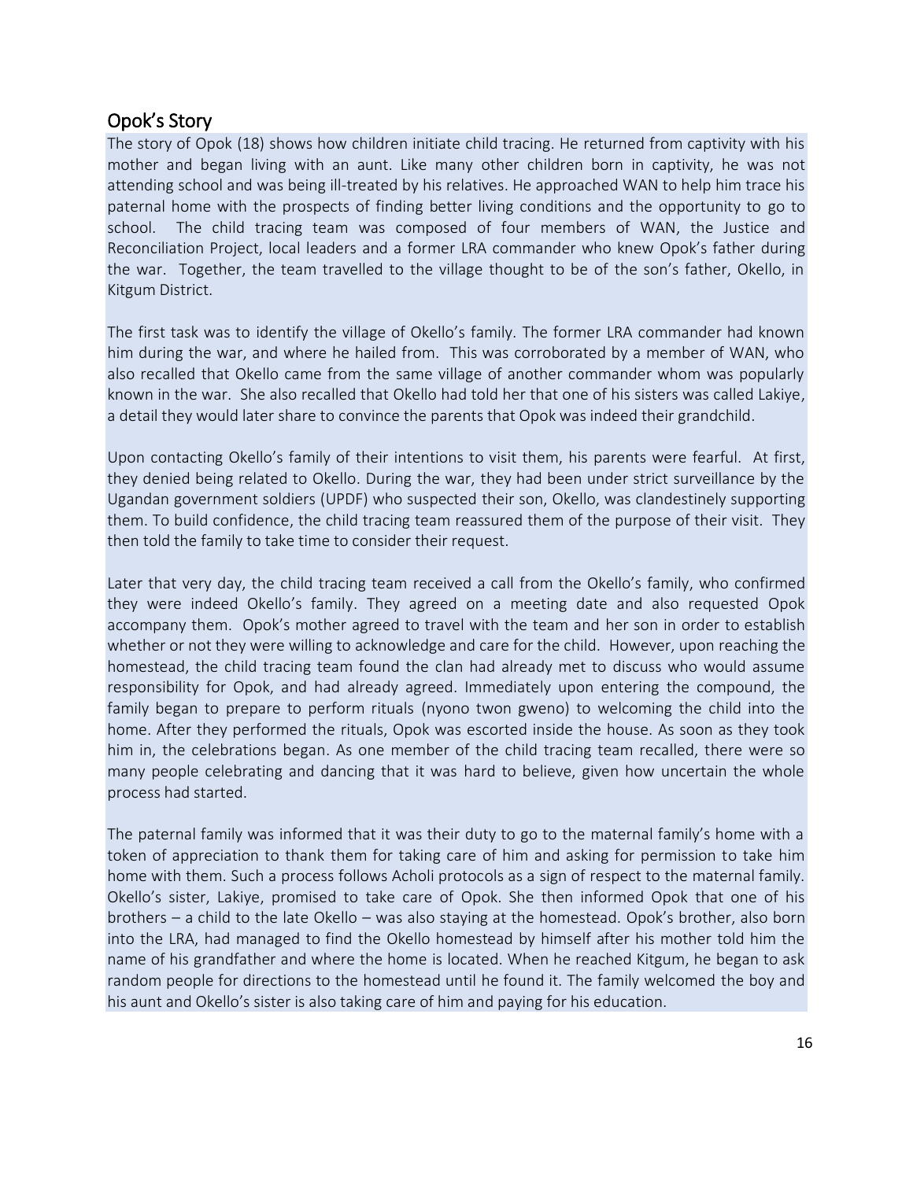## Opok's Story

The story of Opok (18) shows how children initiate child tracing. He returned from captivity with his mother and began living with an aunt. Like many other children born in captivity, he was not attending school and was being ill-treated by his relatives. He approached WAN to help him trace his paternal home with the prospects of finding better living conditions and the opportunity to go to school. The child tracing team was composed of four members of WAN, the Justice and Reconciliation Project, local leaders and a former LRA commander who knew Opok's father during the war. Together, the team travelled to the village thought to be of the son's father, Okello, in Kitgum District.

The first task was to identify the village of Okello's family. The former LRA commander had known him during the war, and where he hailed from. This was corroborated by a member of WAN, who also recalled that Okello came from the same village of another commander whom was popularly known in the war. She also recalled that Okello had told her that one of his sisters was called Lakiye, a detail they would later share to convince the parents that Opok was indeed their grandchild.

Upon contacting Okello's family of their intentions to visit them, his parents were fearful. At first, they denied being related to Okello. During the war, they had been under strict surveillance by the Ugandan government soldiers (UPDF) who suspected their son, Okello, was clandestinely supporting them. To build confidence, the child tracing team reassured them of the purpose of their visit. They then told the family to take time to consider their request.

Later that very day, the child tracing team received a call from the Okello's family, who confirmed they were indeed Okello's family. They agreed on a meeting date and also requested Opok accompany them. Opok's mother agreed to travel with the team and her son in order to establish whether or not they were willing to acknowledge and care for the child. However, upon reaching the homestead, the child tracing team found the clan had already met to discuss who would assume responsibility for Opok, and had already agreed. Immediately upon entering the compound, the family began to prepare to perform rituals (nyono twon gweno) to welcoming the child into the home. After they performed the rituals, Opok was escorted inside the house. As soon as they took him in, the celebrations began. As one member of the child tracing team recalled, there were so many people celebrating and dancing that it was hard to believe, given how uncertain the whole process had started.

The paternal family was informed that it was their duty to go to the maternal family's home with a token of appreciation to thank them for taking care of him and asking for permission to take him home with them. Such a process follows Acholi protocols as a sign of respect to the maternal family. Okello's sister, Lakiye, promised to take care of Opok. She then informed Opok that one of his brothers – a child to the late Okello – was also staying at the homestead. Opok's brother, also born into the LRA, had managed to find the Okello homestead by himself after his mother told him the name of his grandfather and where the home is located. When he reached Kitgum, he began to ask random people for directions to the homestead until he found it. The family welcomed the boy and his aunt and Okello's sister is also taking care of him and paying for his education.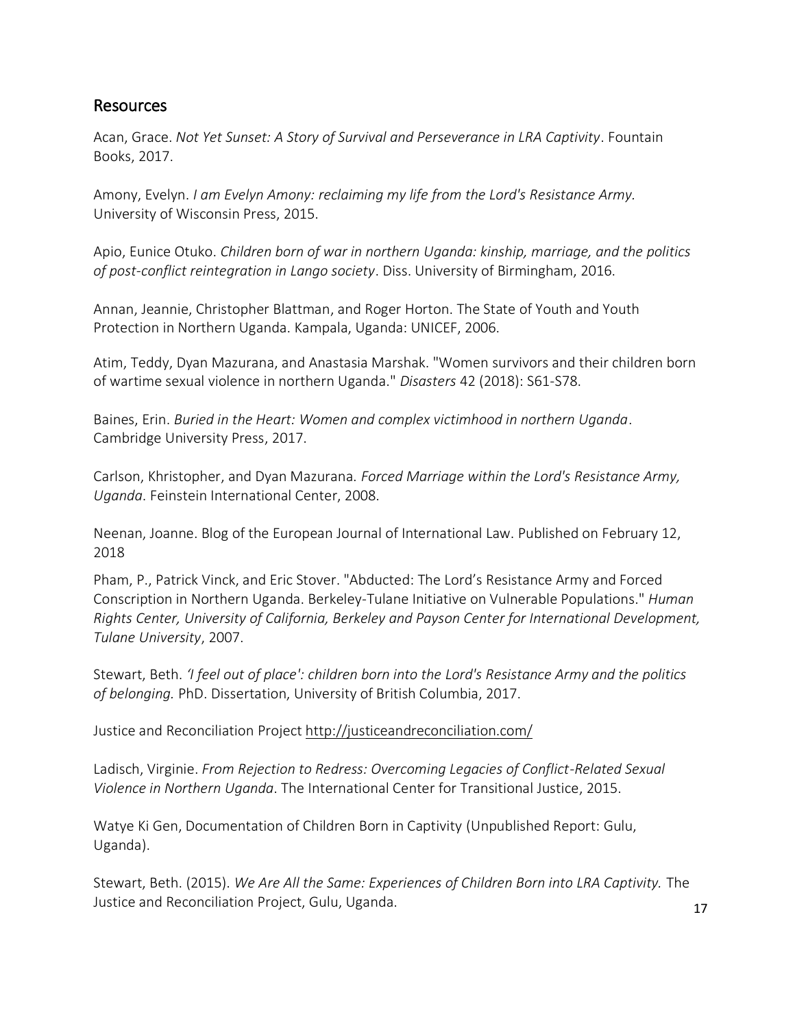## Resources

Acan, Grace. *Not Yet Sunset: A Story of Survival and Perseverance in LRA Captivity*. Fountain Books, 2017.

Amony, Evelyn. *I am Evelyn Amony: reclaiming my life from the Lord's Resistance Army.* University of Wisconsin Press, 2015.

Apio, Eunice Otuko. *Children born of war in northern Uganda: kinship, marriage, and the politics of post-conflict reintegration in Lango society*. Diss. University of Birmingham, 2016.

Annan, Jeannie, Christopher Blattman, and Roger Horton. The State of Youth and Youth Protection in Northern Uganda. Kampala, Uganda: UNICEF, 2006.

Atim, Teddy, Dyan Mazurana, and Anastasia Marshak. "Women survivors and their children born of wartime sexual violence in northern Uganda." *Disasters* 42 (2018): S61-S78.

Baines, Erin. *Buried in the Heart: Women and complex victimhood in northern Uganda*. Cambridge University Press, 2017.

Carlson, Khristopher, and Dyan Mazurana. *Forced Marriage within the Lord's Resistance Army, Uganda*. Feinstein International Center, 2008.

Neenan, Joanne. Blog of the European Journal of International Law. Published on February 12, 2018

Pham, P., Patrick Vinck, and Eric Stover. "Abducted: The Lord's Resistance Army and Forced Conscription in Northern Uganda. Berkeley-Tulane Initiative on Vulnerable Populations." *Human Rights Center, University of California, Berkeley and Payson Center for International Development, Tulane University*, 2007.

Stewart, Beth. *'I feel out of place': children born into the Lord's Resistance Army and the politics of belonging.* PhD. Dissertation, University of British Columbia, 2017.

Justice and Reconciliation Project http://justiceandreconciliation.com/

Ladisch, Virginie. *From Rejection to Redress: Overcoming Legacies of Conflict-Related Sexual Violence in Northern Uganda*. The International Center for Transitional Justice, 2015.

Watye Ki Gen, Documentation of Children Born in Captivity (Unpublished Report: Gulu, Uganda).

Stewart, Beth. (2015). *We Are All the Same: Experiences of Children Born into LRA Captivity.* The Justice and Reconciliation Project, Gulu, Uganda.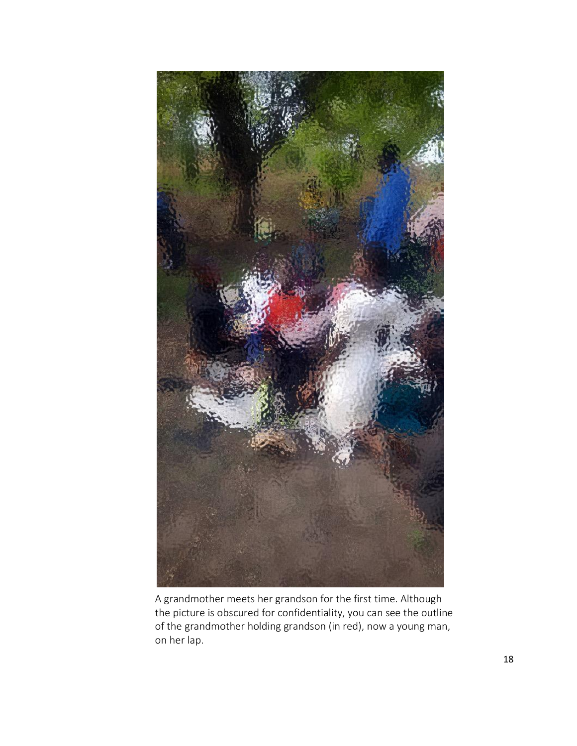A grandmother meets her grandson for the first time. Although the picture is obscured for confidentiality, you can see the outline of the grandmother holding grandson (in red), now a young man, on her lap.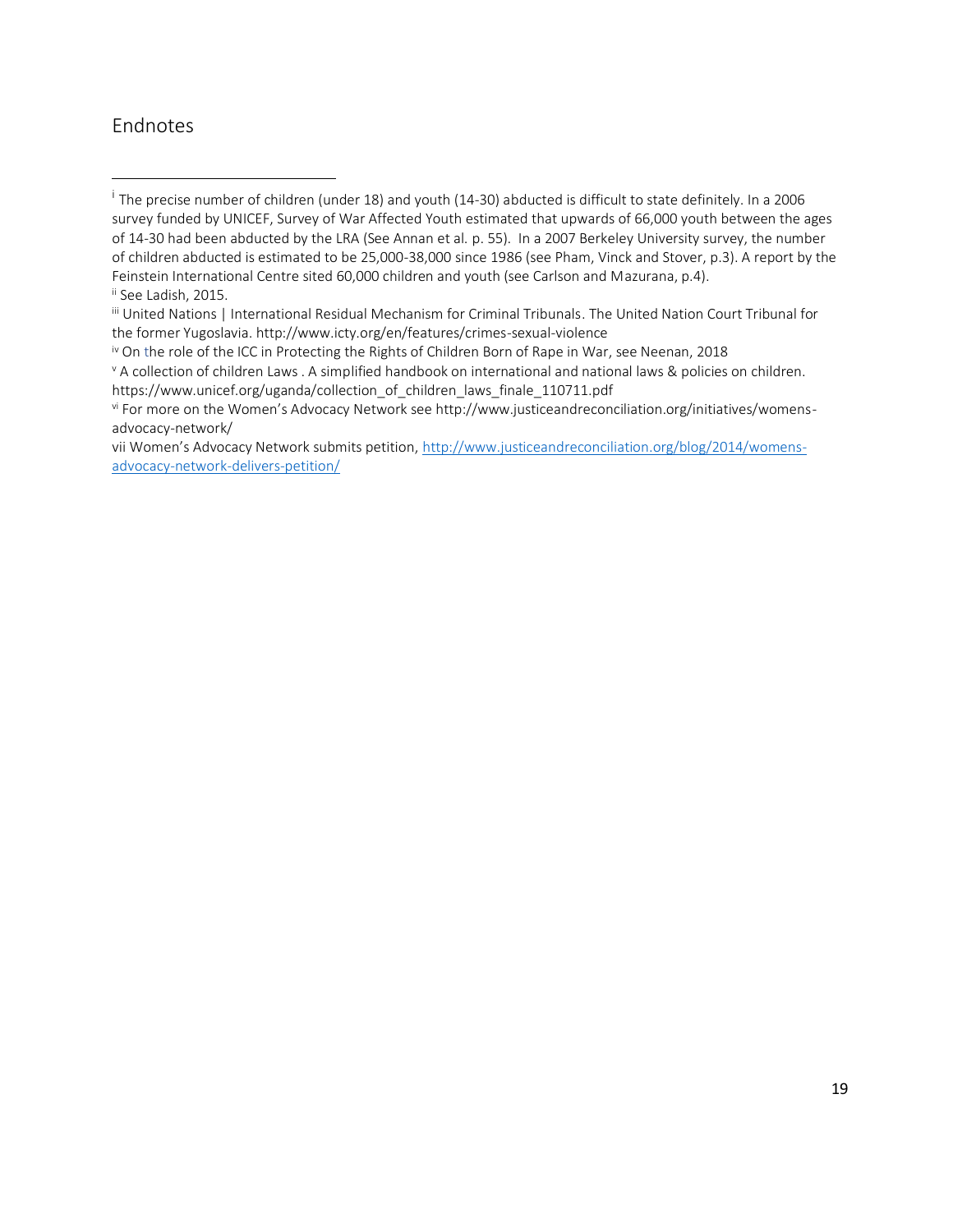## Endnotes

[i] The precise number of children (under 18) and youth (14-30) abducted is difficult to state definitely. In a 2006 survey funded by UNICEF, Survey of War Affected Youth estimated that upwards of 66,000 youth between the ages of 14-30 had been abducted by the LRA (See Annan et al. p. 55). In a 2007 Berkeley University survey, the number of children abducted is estimated to be 25,000-38,000 since 1986 (see Pham, Vinck and Stover, p.3). A report by the Feinstein International Centre sited 60,000 children and youth (see Carlson and Mazurana, p.4).

[ii] See Ladish, 2015.

[iii] United Nations | International Residual Mechanism for Criminal Tribunals. The United Nation Court Tribunal for the former Yugoslavia. http://www.icty.org/en/features/crimes-sexual-violence

[iv] On the role of the ICC in Protecting the Rights of Children Born of Rape in War, see Neenan, 2018

[v] A collection of children Laws . A simplified handbook on international and national laws & policies on children. https://www.unicef.org/uganda/collection_of_children_laws_finale_110711.pdf

[vi] For more on the Women's Advocacy Network see http://www.justiceandreconciliation.org/initiatives/womens-advocacy-network/

vii Women's Advocacy Network submits petition, [http://www.justiceandreconciliation.org/blog/2014/womens-advocacy-network-delivers-petition/](http://www.justiceandreconciliation.org/blog/2014/womens-advocacy-network-delivers-petition/)